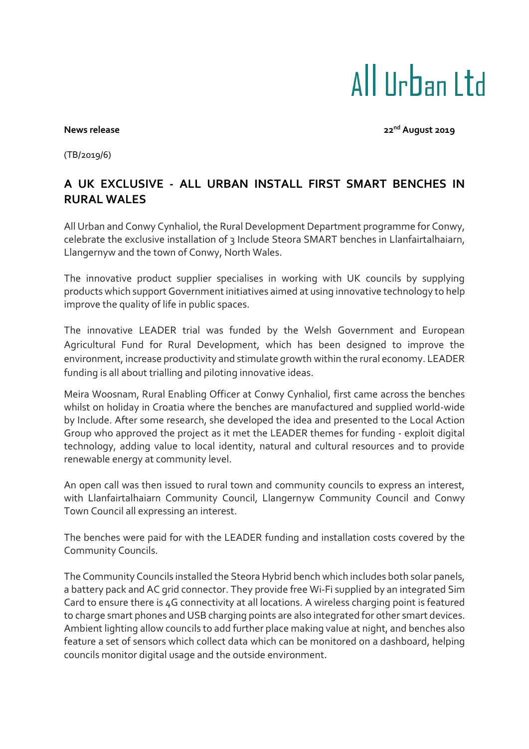# All Urban Ltd

**News release** **22nd August 2019**

(TB/2019/6)

## A UK EXCLUSIVE - ALL URBAN INSTALL FIRST SMART BENCHES IN RURAL WALES

All Urban and Conwy Cynhaliol, the Rural Development Department programme for Conwy, celebrate the exclusive installation of 3 Include Steora SMART benches in Llanfairtalhaiarn, Llangernyw and the town of Conwy, North Wales.

The innovative product supplier specialises in working with UK councils by supplying products which support Government initiatives aimed at using innovative technology to help improve the quality of life in public spaces.

The innovative LEADER trial was funded by the Welsh Government and European Agricultural Fund for Rural Development, which has been designed to improve the environment, increase productivity and stimulate growth within the rural economy. LEADER funding is all about trialling and piloting innovative ideas.

Meira Woosnam, Rural Enabling Officer at Conwy Cynhaliol, first came across the benches whilst on holiday in Croatia where the benches are manufactured and supplied world-wide by Include. After some research, she developed the idea and presented to the Local Action Group who approved the project as it met the LEADER themes for funding - exploit digital technology, adding value to local identity, natural and cultural resources and to provide renewable energy at community level.

An open call was then issued to rural town and community councils to express an interest, with Llanfairtalhaiarn Community Council, Llangernyw Community Council and Conwy Town Council all expressing an interest.

The benches were paid for with the LEADER funding and installation costs covered by the Community Councils.

The Community Councils installed the Steora Hybrid bench which includes both solar panels, a battery pack and AC grid connector. They provide free Wi-Fi supplied by an integrated Sim Card to ensure there is 4G connectivity at all locations. A wireless charging point is featured to charge smart phones and USB charging points are also integrated for other smart devices. Ambient lighting allow councils to add further place making value at night, and benches also feature a set of sensors which collect data which can be monitored on a dashboard, helping councils monitor digital usage and the outside environment.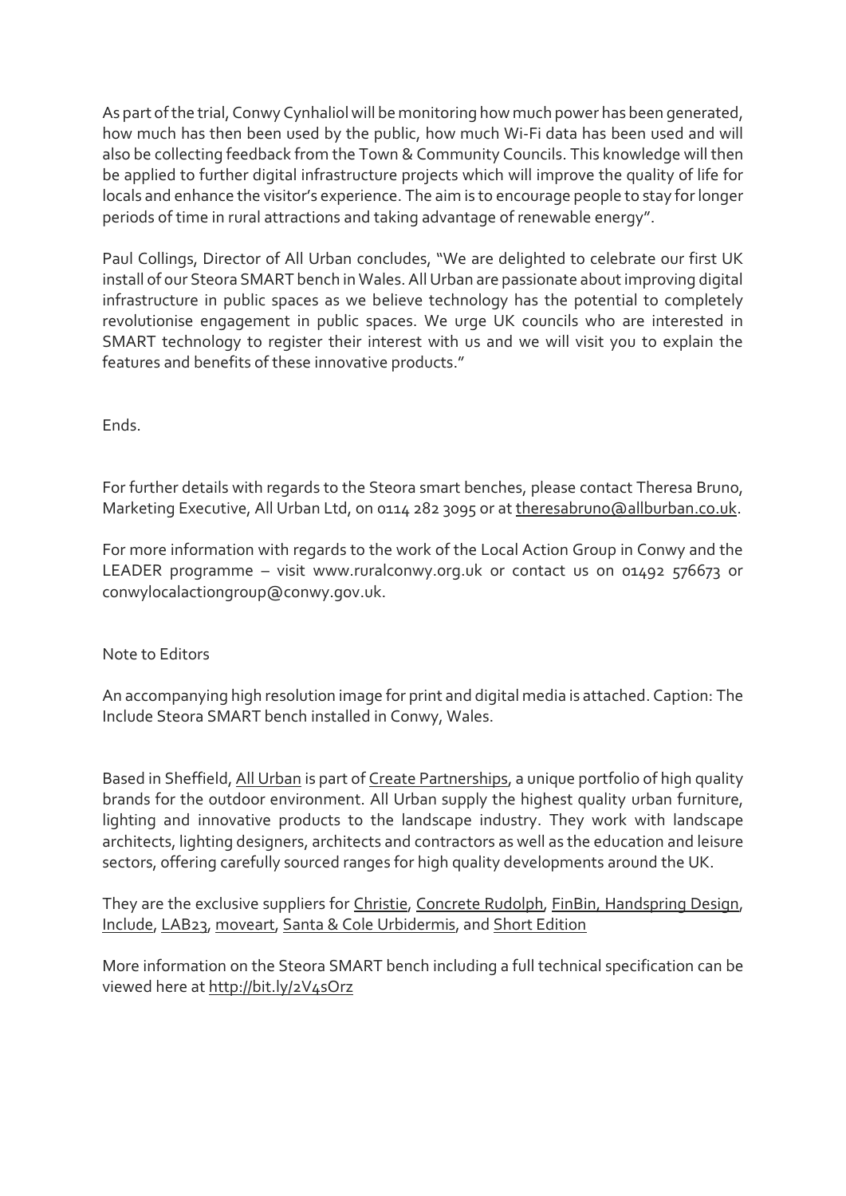As part of the trial, Conwy Cynhaliol will be monitoring how much power has been generated, how much has then been used by the public, how much Wi-Fi data has been used and will also be collecting feedback from the Town & Community Councils. This knowledge will then be applied to further digital infrastructure projects which will improve the quality of life for locals and enhance the visitor's experience. The aim is to encourage people to stay for longer periods of time in rural attractions and taking advantage of renewable energy".

Paul Collings, Director of All Urban concludes, "We are delighted to celebrate our first UK install of our Steora SMART bench in Wales. All Urban are passionate about improving digital infrastructure in public spaces as we believe technology has the potential to completely revolutionise engagement in public spaces. We urge UK councils who are interested in SMART technology to register their interest with us and we will visit you to explain the features and benefits of these innovative products."

Ends.

For further details with regards to the Steora smart benches, please contact Theresa Bruno, Marketing Executive, All Urban Ltd, on 0114 282 3095 or at theresabruno@allburban.co.uk.

For more information with regards to the work of the Local Action Group in Conwy and the LEADER programme – visit www.ruralconwy.org.uk or contact us on 01492 576673 or conwylocalactiongroup@conwy.gov.uk.

Note to Editors

An accompanying high resolution image for print and digital media is attached. Caption: The Include Steora SMART bench installed in Conwy, Wales.

Based in Sheffield, All Urban is part of Create Partnerships, a unique portfolio of high quality brands for the outdoor environment. All Urban supply the highest quality urban furniture, lighting and innovative products to the landscape industry. They work with landscape architects, lighting designers, architects and contractors as well as the education and leisure sectors, offering carefully sourced ranges for high quality developments around the UK.

They are the exclusive suppliers for Christie, Concrete Rudolph, FinBin, Handspring Design, Include, LAB23, moveart, Santa & Cole Urbidermis, and Short Edition

More information on the Steora SMART bench including a full technical specification can be viewed here at http://bit.ly/2V4sOrz